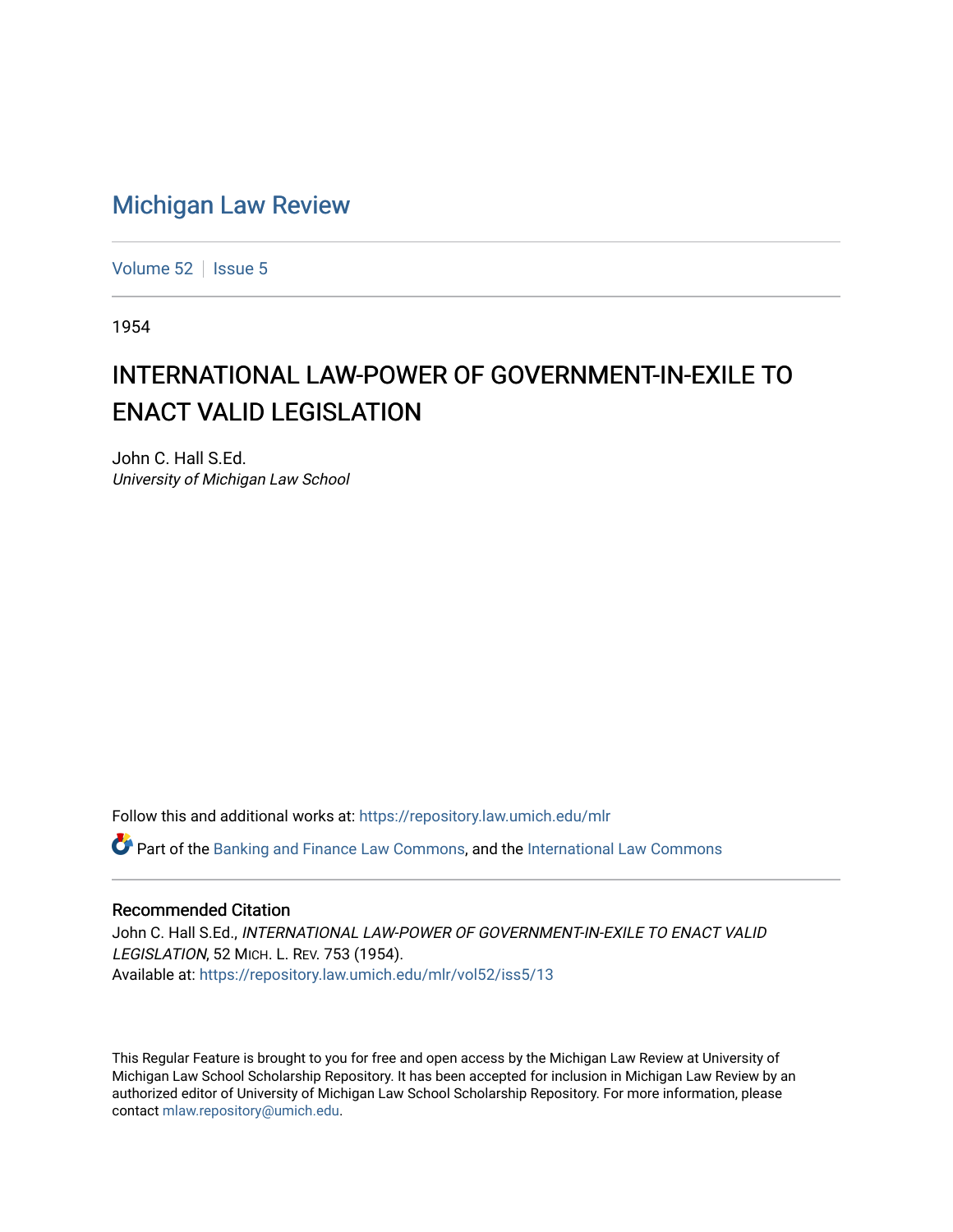# Michigan Law Review

Volume 52 | Issue 5

1954

## INTERNATIONAL LAW-POWER OF GOVERNMENT-IN-EXILE TO ENACT VALID LEGISLATION

John C. Hall S.Ed.
*University of Michigan Law School*

Follow this and additional works at: https://repository.law.umich.edu/mlr

Part of the Banking and Finance Law Commons, and the International Law Commons

### Recommended Citation

John C. Hall S.Ed., *INTERNATIONAL LAW-POWER OF GOVERNMENT-IN-EXILE TO ENACT VALID LEGISLATION*, 52 MICH. L. REV. 753 (1954).
Available at: https://repository.law.umich.edu/mlr/vol52/iss5/13

This Regular Feature is brought to you for free and open access by the Michigan Law Review at University of Michigan Law School Scholarship Repository. It has been accepted for inclusion in Michigan Law Review by an authorized editor of University of Michigan Law School Scholarship Repository. For more information, please contact mlaw.repository@umich.edu.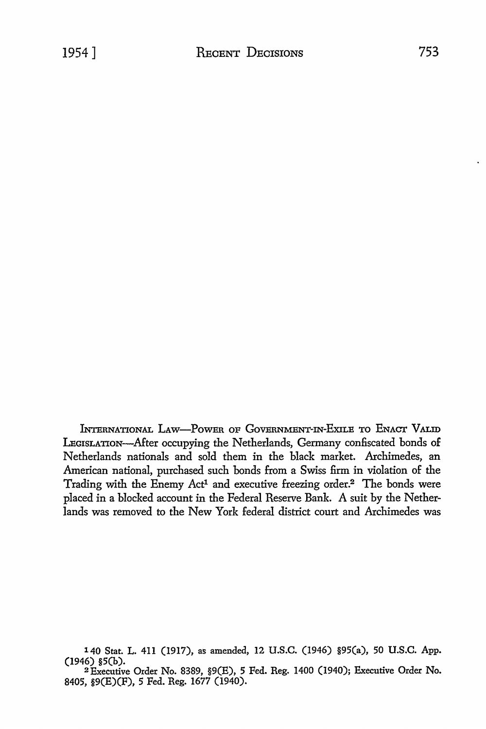INTERNATIONAL LAW—POWER OF GOVERNMENT-IN-EXILE TO ENACT VALID LEGISLATION—After occupying the Netherlands, Germany confiscated bonds of Netherlands nationals and sold them in the black market. Archimedes, an American national, purchased such bonds from a Swiss firm in violation of the Trading with the Enemy Act[1] and executive freezing order.[2] The bonds were placed in a blocked account in the Federal Reserve Bank. A suit by the Netherlands was removed to the New York federal district court and Archimedes was

[1] 40 Stat. L. 411 (1917), as amended, 12 U.S.C. (1946) §95(a), 50 U.S.C. App. (1946) §5(b).

[2] Executive Order No. 8389, §9(E), 5 Fed. Reg. 1400 (1940); Executive Order No. 8405, §9(E)(F), 5 Fed. Reg. 1677 (1940).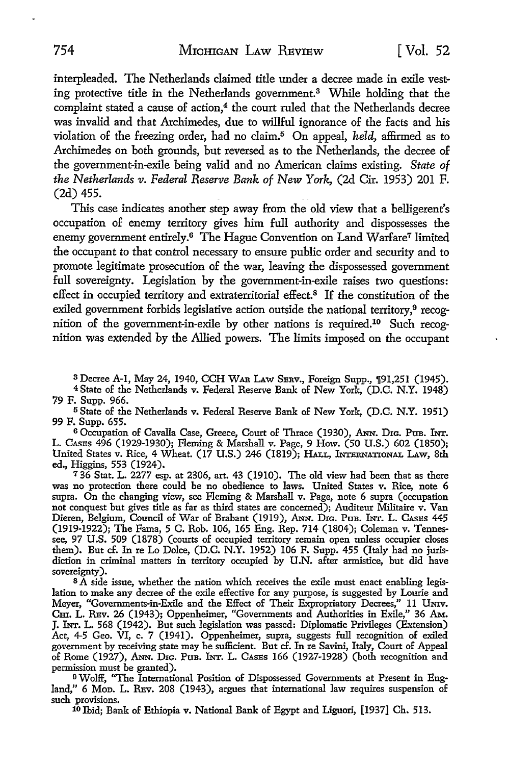interpleaded. The Netherlands claimed title under a decree made in exile vesting protective title in the Netherlands government.[3] While holding that the complaint stated a cause of action,[4] the court ruled that the Netherlands decree was invalid and that Archimedes, due to willful ignorance of the facts and his violation of the freezing order, had no claim.[5] On appeal, *held,* affirmed as to Archimedes on both grounds, but reversed as to the Netherlands, the decree of the government-in-exile being valid and no American claims existing. *State of the Netherlands v. Federal Reserve Bank of New York,* (2d Cir. 1953) 201 F. (2d) 455.

This case indicates another step away from the old view that a belligerent's occupation of enemy territory gives him full authority and dispossesses the enemy government entirely.[6] The Hague Convention on Land Warfare[7] limited the occupant to that control necessary to ensure public order and security and to promote legitimate prosecution of the war, leaving the dispossessed government full sovereignty. Legislation by the government-in-exile raises two questions: effect in occupied territory and extraterritorial effect.[8] If the constitution of the exiled government forbids legislative action outside the national territory,[9] recognition of the government-in-exile by other nations is required.[10] Such recognition was extended by the Allied powers. The limits imposed on the occupant

---

[3] Decree A-1, May 24, 1940, CCH War Law Serv., Foreign Supp., ¶91,251 (1945).

[4] State of the Netherlands v. Federal Reserve Bank of New York, (D.C. N.Y. 1948) 79 F. Supp. 966.

[5] State of the Netherlands v. Federal Reserve Bank of New York, (D.C. N.Y. 1951) 99 F. Supp. 655.

[6] Occupation of Cavalla Case, Greece, Court of Thrace (1930), Ann. Dig. Pub. Int. L. Cases 496 (1929-1930); Fleming & Marshall v. Page, 9 How. (50 U.S.) 602 (1850); United States v. Rice, 4 Wheat. (17 U.S.) 246 (1819); Hall, International Law, 8th ed., Higgins, 553 (1924).

[7] 36 Stat. L. 2277 esp. at 2306, art. 43 (1910). The old view had been that as there was no protection there could be no obedience to laws. United States v. Rice, note 6 supra. On the changing view, see Fleming & Marshall v. Page, note 6 supra (occupation not conquest but gives title as far as third states are concerned); Auditeur Militaire v. Van Dieren, Belgium, Council of War of Brabant (1919), Ann. Dig. Pub. Int. L. Cases 445 (1919-1922); The Fama, 5 C. Rob. 106, 165 Eng. Rep. 714 (1804); Coleman v. Tennessee, 97 U.S. 509 (1878) (courts of occupied territory remain open unless occupier closes them). But cf. In re Lo Dolce, (D.C. N.Y. 1952) 106 F. Supp. 455 (Italy had no jurisdiction in criminal matters in territory occupied by U.N. after armistice, but did have sovereignty).

[8] A side issue, whether the nation which receives the exile must enact enabling legislation to make any decree of the exile effective for any purpose, is suggested by Lourie and Meyer, "Governments-in-Exile and the Effect of Their Expropriatory Decrees," 11 Univ. Chi. L. Rev. 26 (1943); Oppenheimer, "Governments and Authorities in Exile," 36 Am. J. Int. L. 568 (1942). But such legislation was passed: Diplomatic Privileges (Extension) Act, 4-5 Geo. VI, c. 7 (1941). Oppenheimer, supra, suggests full recognition of exiled government by receiving state may be sufficient. But cf. In re Savini, Italy, Court of Appeal of Rome (1927), Ann. Dig. Pub. Int. L. Cases 166 (1927-1928) (both recognition and permission must be granted).

[9] Wolff, "The International Position of Dispossessed Governments at Present in England," 6 Mod. L. Rev. 208 (1943), argues that international law requires suspension of such provisions.

[10] Ibid; Bank of Ethiopia v. National Bank of Egypt and Liguori, [1937] Ch. 513.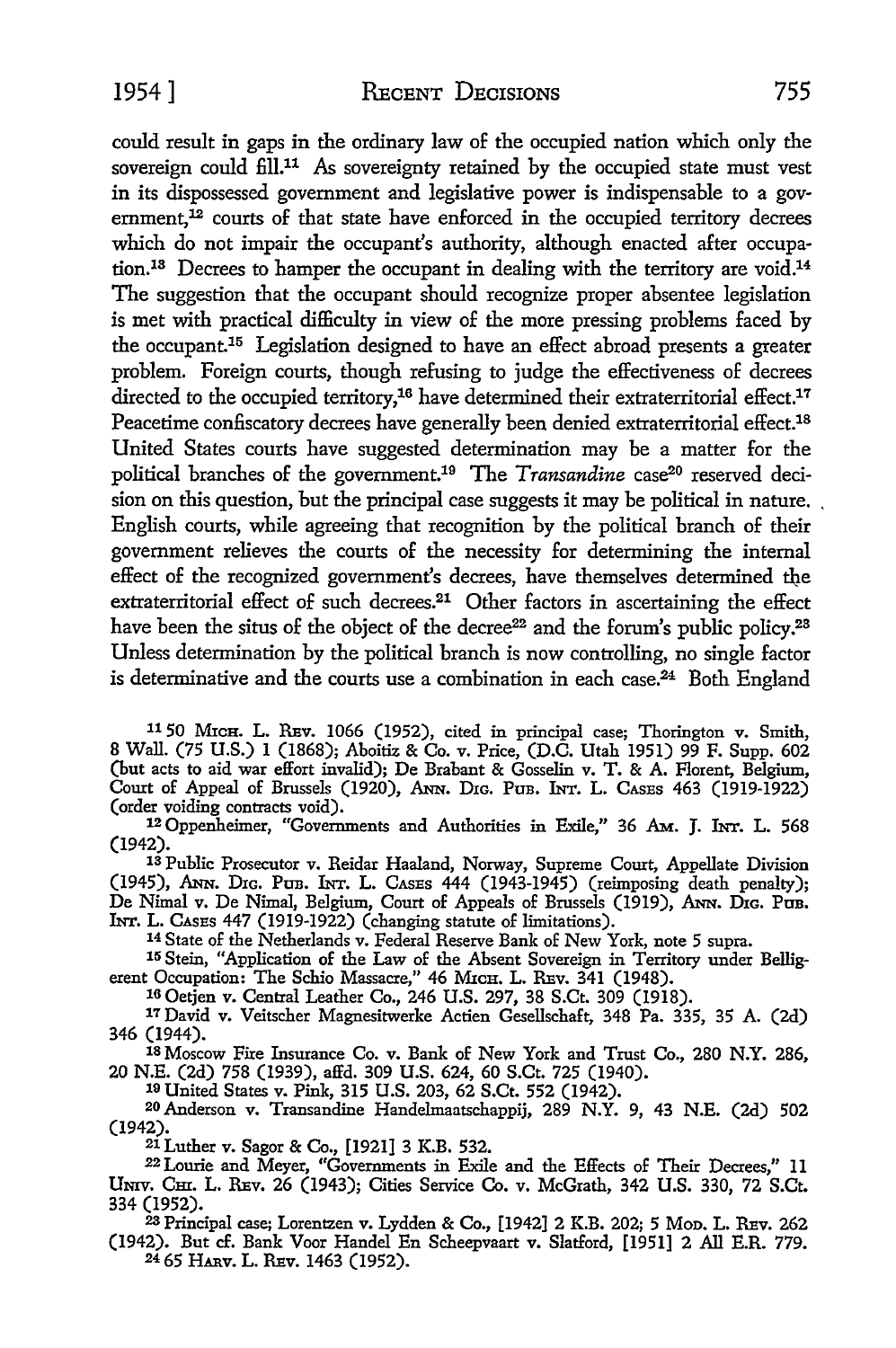could result in gaps in the ordinary law of the occupied nation which only the sovereign could fill.[11] As sovereignty retained by the occupied state must vest in its dispossessed government and legislative power is indispensable to a government,[12] courts of that state have enforced in the occupied territory decrees which do not impair the occupant's authority, although enacted after occupation.[13] Decrees to hamper the occupant in dealing with the territory are void.[14] The suggestion that the occupant should recognize proper absentee legislation is met with practical difficulty in view of the more pressing problems faced by the occupant.[15] Legislation designed to have an effect abroad presents a greater problem. Foreign courts, though refusing to judge the effectiveness of decrees directed to the occupied territory,[16] have determined their extraterritorial effect.[17] Peacetime confiscatory decrees have generally been denied extraterritorial effect.[18] United States courts have suggested determination may be a matter for the political branches of the government.[19] The *Transandine* case[20] reserved decision on this question, but the principal case suggests it may be political in nature. English courts, while agreeing that recognition by the political branch of their government relieves the courts of the necessity for determining the internal effect of the recognized government's decrees, have themselves determined the extraterritorial effect of such decrees.[21] Other factors in ascertaining the effect have been the situs of the object of the decree[22] and the forum's public policy.[23] Unless determination by the political branch is now controlling, no single factor is determinative and the courts use a combination in each case.[24] Both England

[11] 50 Mich. L. Rev. 1066 (1952), cited in principal case; Thorington v. Smith, 8 Wall. (75 U.S.) 1 (1868); Aboitiz & Co. v. Price, (D.C. Utah 1951) 99 F. Supp. 602 (but acts to aid war effort invalid); De Brabant & Gosselin v. T. & A. Florent, Belgium, Court of Appeal of Brussels (1920), Ann. Dig. Pub. Int. L. Cases 463 (1919-1922) (order voiding contracts void).

[12] Oppenheimer, "Governments and Authorities in Exile," 36 Am. J. Int. L. 568 (1942).

[13] Public Prosecutor v. Reidar Haaland, Norway, Supreme Court, Appellate Division (1945), Ann. Dig. Pub. Int. L. Cases 444 (1943-1945) (reimposing death penalty); De Nimal v. De Nimal, Belgium, Court of Appeals of Brussels (1919), Ann. Dig. Pub. Int. L. Cases 447 (1919-1922) (changing statute of limitations).

[14] State of the Netherlands v. Federal Reserve Bank of New York, note 5 supra.

[15] Stein, "Application of the Law of the Absent Sovereign in Territory under Belligerent Occupation: The Schio Massacre," 46 Mich. L. Rev. 341 (1948).

[16] Oetjen v. Central Leather Co., 246 U.S. 297, 38 S.Ct. 309 (1918).

[17] David v. Veitscher Magnesitwerke Actien Gesellschaft, 348 Pa. 335, 35 A. (2d) 346 (1944).

[18] Moscow Fire Insurance Co. v. Bank of New York and Trust Co., 280 N.Y. 286, 20 N.E. (2d) 758 (1939), affd. 309 U.S. 624, 60 S.Ct. 725 (1940).

[19] United States v. Pink, 315 U.S. 203, 62 S.Ct. 552 (1942).

[20] Anderson v. Transandine Handelmaatschappij, 289 N.Y. 9, 43 N.E. (2d) 502 (1942).

[21] Luther v. Sagor & Co., [1921] 3 K.B. 532.

[22] Lourie and Meyer, "Governments in Exile and the Effects of Their Decrees," 11 Univ. Chi. L. Rev. 26 (1943); Cities Service Co. v. McGrath, 342 U.S. 330, 72 S.Ct. 334 (1952).

[23] Principal case; Lorentzen v. Lydden & Co., [1942] 2 K.B. 202; 5 Mod. L. Rev. 262 (1942). But cf. Bank Voor Handel En Scheepvaart v. Slatford, [1951] 2 All E.R. 779.

[24] 65 Harv. L. Rev. 1463 (1952).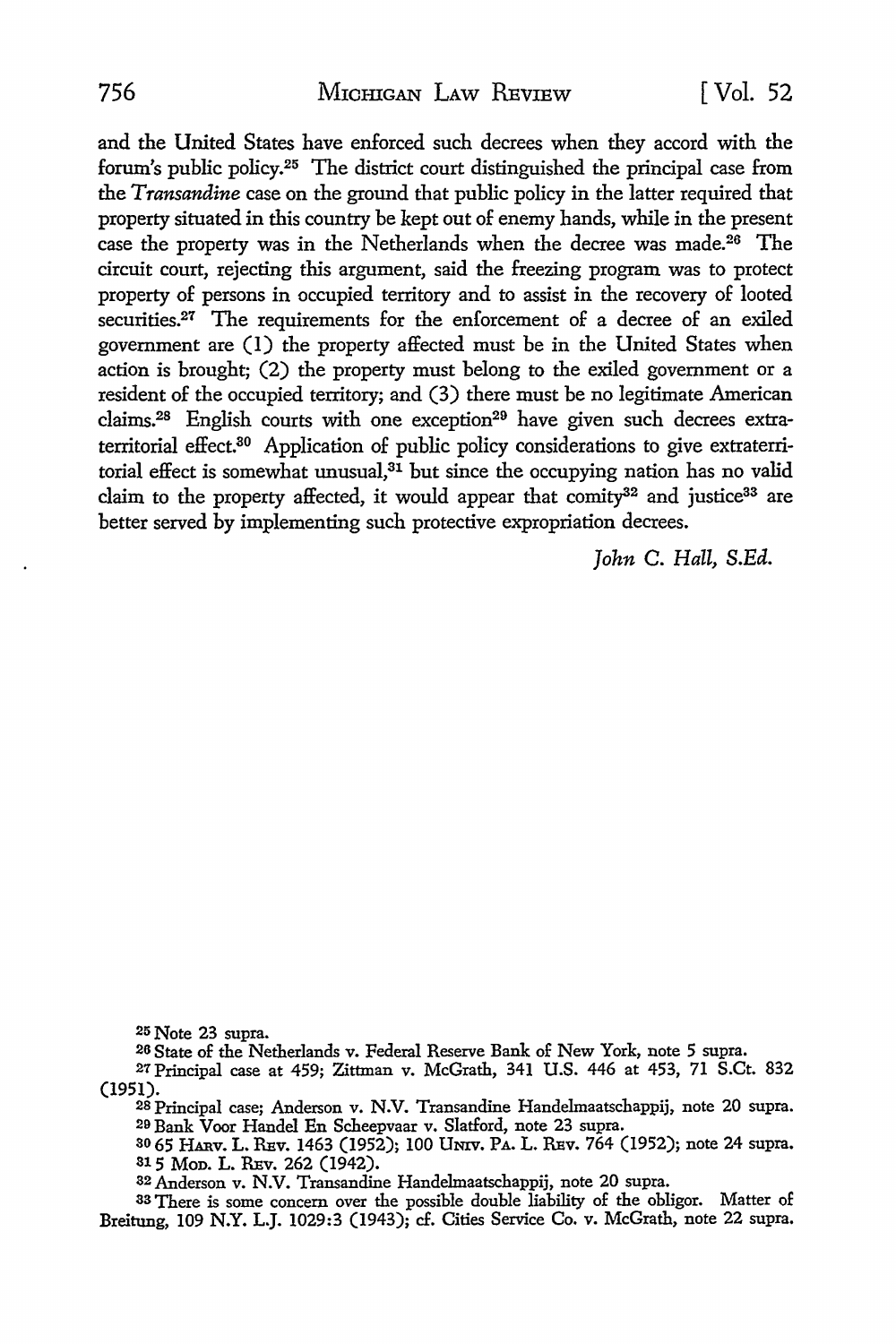and the United States have enforced such decrees when they accord with the forum's public policy.[25] The district court distinguished the principal case from the *Transandine* case on the ground that public policy in the latter required that property situated in this country be kept out of enemy hands, while in the present case the property was in the Netherlands when the decree was made.[26] The circuit court, rejecting this argument, said the freezing program was to protect property of persons in occupied territory and to assist in the recovery of looted securities.[27] The requirements for the enforcement of a decree of an exiled government are (1) the property affected must be in the United States when action is brought; (2) the property must belong to the exiled government or a resident of the occupied territory; and (3) there must be no legitimate American claims.[28] English courts with one exception[29] have given such decrees extraterritorial effect.[30] Application of public policy considerations to give extraterritorial effect is somewhat unusual,[31] but since the occupying nation has no valid claim to the property affected, it would appear that comity[32] and justice[33] are better served by implementing such protective expropriation decrees.

*John C. Hall, S.Ed.*

---

[25] Note 23 supra.

[26] State of the Netherlands v. Federal Reserve Bank of New York, note 5 supra.

[27] Principal case at 459; Zittman v. McGrath, 341 U.S. 446 at 453, 71 S.Ct. 832 (1951).

[28] Principal case; Anderson v. N.V. Transandine Handelmaatschappij, note 20 supra.

[29] Bank Voor Handel En Scheepvaar v. Slatford, note 23 supra.

[30] 65 Harv. L. Rev. 1463 (1952); 100 Univ. Pa. L. Rev. 764 (1952); note 24 supra.

[31] 5 Mod. L. Rev. 262 (1942).

[32] Anderson v. N.V. Transandine Handelmaatschappij, note 20 supra.

[33] There is some concern over the possible double liability of the obligor. Matter of Breitung, 109 N.Y. L.J. 1029:3 (1943); cf. Cities Service Co. v. McGrath, note 22 supra.